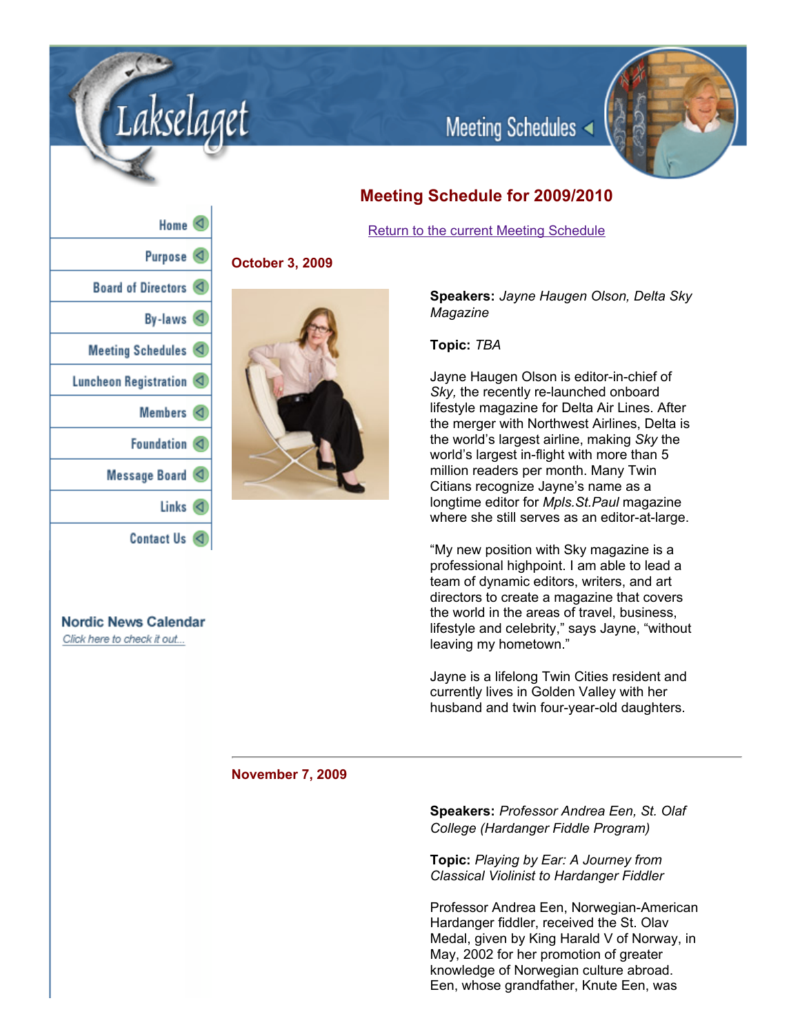Lakselaget

Meeting Schedules

- Home
- Purpose
- Board of Directors
- By-laws
- Meeting Schedules
- Luncheon Registration
- Members
- Foundation
- Message Board
- Links
- Contact Us

**Nordic News Calendar**
Click here to check it out...

# Meeting Schedule for 2009/2010

Return to the current Meeting Schedule

## October 3, 2009

**Speakers:** *Jayne Haugen Olson, Delta Sky Magazine*

**Topic:** *TBA*

Jayne Haugen Olson is editor-in-chief of *Sky,* the recently re-launched onboard lifestyle magazine for Delta Air Lines. After the merger with Northwest Airlines, Delta is the world's largest airline, making *Sky* the world's largest in-flight with more than 5 million readers per month. Many Twin Citians recognize Jayne's name as a longtime editor for *Mpls.St.Paul* magazine where she still serves as an editor-at-large.

"My new position with Sky magazine is a professional highpoint. I am able to lead a team of dynamic editors, writers, and art directors to create a magazine that covers the world in the areas of travel, business, lifestyle and celebrity," says Jayne, "without leaving my hometown."

Jayne is a lifelong Twin Cities resident and currently lives in Golden Valley with her husband and twin four-year-old daughters.

---

## November 7, 2009

**Speakers:** *Professor Andrea Een, St. Olaf College (Hardanger Fiddle Program)*

**Topic:** *Playing by Ear: A Journey from Classical Violinist to Hardanger Fiddler*

Professor Andrea Een, Norwegian-American Hardanger fiddler, received the St. Olav Medal, given by King Harald V of Norway, in May, 2002 for her promotion of greater knowledge of Norwegian culture abroad. Een, whose grandfather, Knute Een, was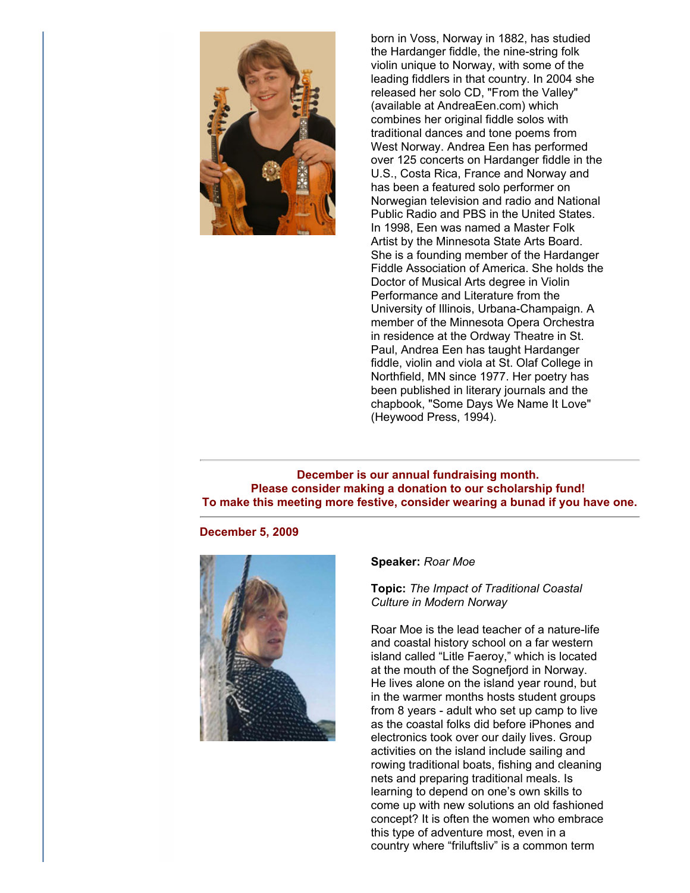born in Voss, Norway in 1882, has studied the Hardanger fiddle, the nine-string folk violin unique to Norway, with some of the leading fiddlers in that country. In 2004 she released her solo CD, "From the Valley" (available at AndreaEen.com) which combines her original fiddle solos with traditional dances and tone poems from West Norway. Andrea Een has performed over 125 concerts on Hardanger fiddle in the U.S., Costa Rica, France and Norway and has been a featured solo performer on Norwegian television and radio and National Public Radio and PBS in the United States. In 1998, Een was named a Master Folk Artist by the Minnesota State Arts Board. She is a founding member of the Hardanger Fiddle Association of America. She holds the Doctor of Musical Arts degree in Violin Performance and Literature from the University of Illinois, Urbana-Champaign. A member of the Minnesota Opera Orchestra in residence at the Ordway Theatre in St. Paul, Andrea Een has taught Hardanger fiddle, violin and viola at St. Olaf College in Northfield, MN since 1977. Her poetry has been published in literary journals and the chapbook, "Some Days We Name It Love" (Heywood Press, 1994).

---

**December is our annual fundraising month.**
**Please consider making a donation to our scholarship fund!**
**To make this meeting more festive, consider wearing a bunad if you have one.**

---

**December 5, 2009**

**Speaker:** *Roar Moe*

**Topic:** *The Impact of Traditional Coastal Culture in Modern Norway*

Roar Moe is the lead teacher of a nature-life and coastal history school on a far western island called "Litle Faeroy," which is located at the mouth of the Sognefjord in Norway. He lives alone on the island year round, but in the warmer months hosts student groups from 8 years - adult who set up camp to live as the coastal folks did before iPhones and electronics took over our daily lives. Group activities on the island include sailing and rowing traditional boats, fishing and cleaning nets and preparing traditional meals. Is learning to depend on one's own skills to come up with new solutions an old fashioned concept? It is often the women who embrace this type of adventure most, even in a country where "friluftsliv" is a common term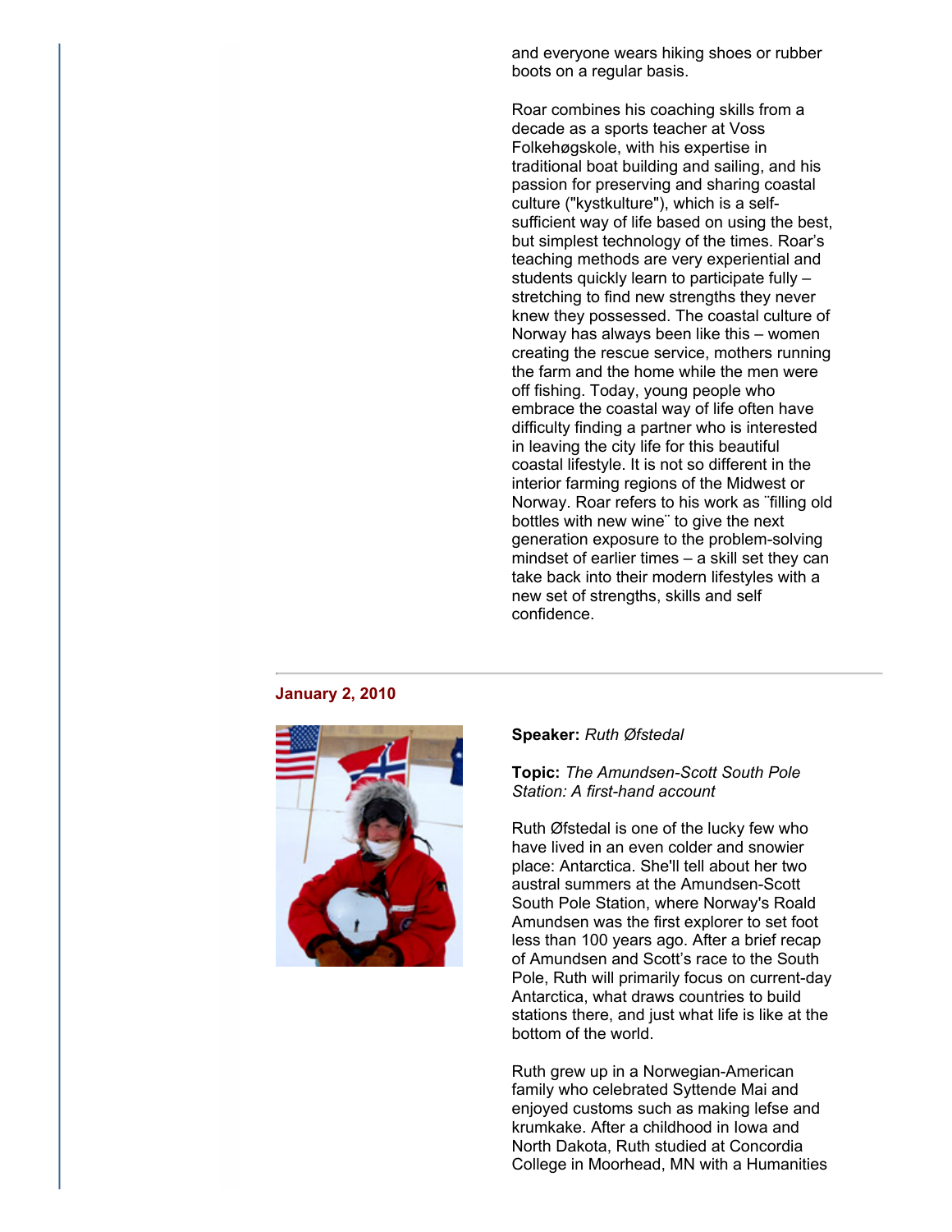and everyone wears hiking shoes or rubber boots on a regular basis.

Roar combines his coaching skills from a decade as a sports teacher at Voss Folkehøgskole, with his expertise in traditional boat building and sailing, and his passion for preserving and sharing coastal culture ("kystkulture"), which is a self-sufficient way of life based on using the best, but simplest technology of the times. Roar's teaching methods are very experiential and students quickly learn to participate fully – stretching to find new strengths they never knew they possessed. The coastal culture of Norway has always been like this – women creating the rescue service, mothers running the farm and the home while the men were off fishing. Today, young people who embrace the coastal way of life often have difficulty finding a partner who is interested in leaving the city life for this beautiful coastal lifestyle. It is not so different in the interior farming regions of the Midwest or Norway. Roar refers to his work as ¨filling old bottles with new wine¨ to give the next generation exposure to the problem-solving mindset of earlier times – a skill set they can take back into their modern lifestyles with a new set of strengths, skills and self confidence.

---

**January 2, 2010**

**Speaker:** *Ruth Øfstedal*

**Topic:** *The Amundsen-Scott South Pole Station: A first-hand account*

Ruth Øfstedal is one of the lucky few who have lived in an even colder and snowier place: Antarctica. She'll tell about her two austral summers at the Amundsen-Scott South Pole Station, where Norway's Roald Amundsen was the first explorer to set foot less than 100 years ago. After a brief recap of Amundsen and Scott's race to the South Pole, Ruth will primarily focus on current-day Antarctica, what draws countries to build stations there, and just what life is like at the bottom of the world.

Ruth grew up in a Norwegian-American family who celebrated Syttende Mai and enjoyed customs such as making lefse and krumkake. After a childhood in Iowa and North Dakota, Ruth studied at Concordia College in Moorhead, MN with a Humanities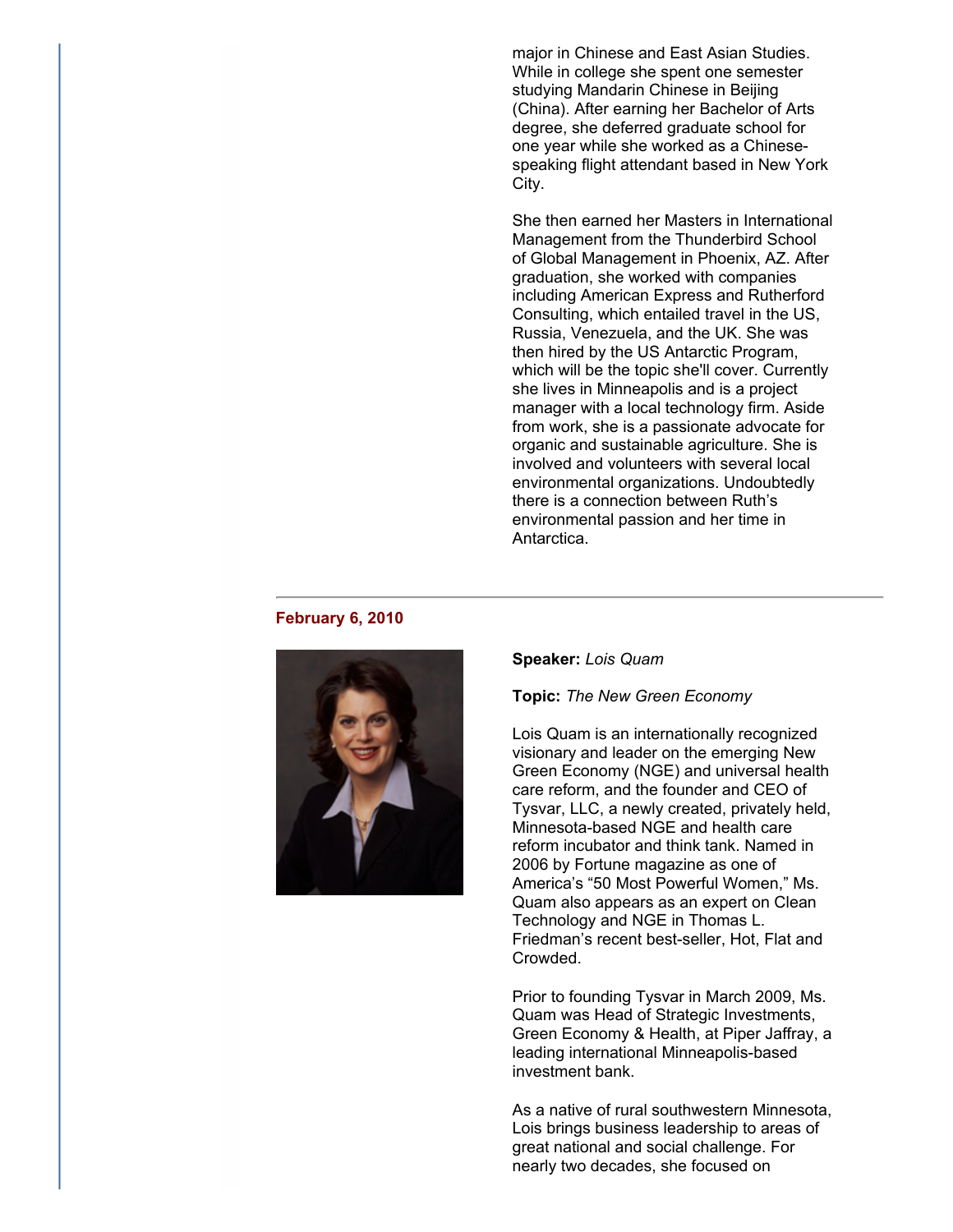major in Chinese and East Asian Studies. While in college she spent one semester studying Mandarin Chinese in Beijing (China). After earning her Bachelor of Arts degree, she deferred graduate school for one year while she worked as a Chinese-speaking flight attendant based in New York City.

She then earned her Masters in International Management from the Thunderbird School of Global Management in Phoenix, AZ. After graduation, she worked with companies including American Express and Rutherford Consulting, which entailed travel in the US, Russia, Venezuela, and the UK. She was then hired by the US Antarctic Program, which will be the topic she'll cover. Currently she lives in Minneapolis and is a project manager with a local technology firm. Aside from work, she is a passionate advocate for organic and sustainable agriculture. She is involved and volunteers with several local environmental organizations. Undoubtedly there is a connection between Ruth's environmental passion and her time in Antarctica.

---

**February 6, 2010**

**Speaker:** *Lois Quam*

**Topic:** *The New Green Economy*

Lois Quam is an internationally recognized visionary and leader on the emerging New Green Economy (NGE) and universal health care reform, and the founder and CEO of Tysvar, LLC, a newly created, privately held, Minnesota-based NGE and health care reform incubator and think tank. Named in 2006 by Fortune magazine as one of America's "50 Most Powerful Women," Ms. Quam also appears as an expert on Clean Technology and NGE in Thomas L. Friedman's recent best-seller, Hot, Flat and Crowded.

Prior to founding Tysvar in March 2009, Ms. Quam was Head of Strategic Investments, Green Economy & Health, at Piper Jaffray, a leading international Minneapolis-based investment bank.

As a native of rural southwestern Minnesota, Lois brings business leadership to areas of great national and social challenge. For nearly two decades, she focused on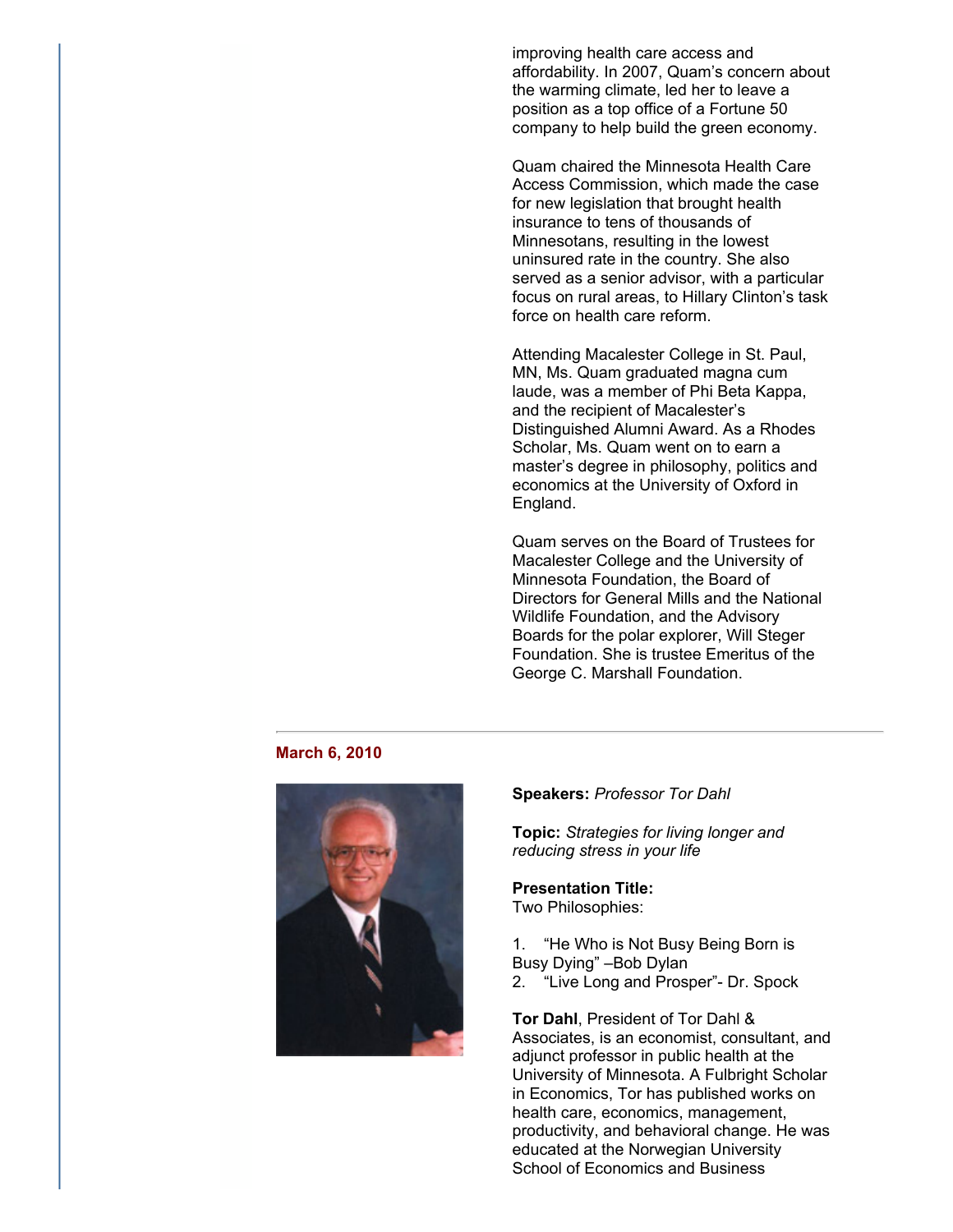improving health care access and affordability. In 2007, Quam's concern about the warming climate, led her to leave a position as a top office of a Fortune 50 company to help build the green economy.

Quam chaired the Minnesota Health Care Access Commission, which made the case for new legislation that brought health insurance to tens of thousands of Minnesotans, resulting in the lowest uninsured rate in the country. She also served as a senior advisor, with a particular focus on rural areas, to Hillary Clinton's task force on health care reform.

Attending Macalester College in St. Paul, MN, Ms. Quam graduated magna cum laude, was a member of Phi Beta Kappa, and the recipient of Macalester's Distinguished Alumni Award. As a Rhodes Scholar, Ms. Quam went on to earn a master's degree in philosophy, politics and economics at the University of Oxford in England.

Quam serves on the Board of Trustees for Macalester College and the University of Minnesota Foundation, the Board of Directors for General Mills and the National Wildlife Foundation, and the Advisory Boards for the polar explorer, Will Steger Foundation. She is trustee Emeritus of the George C. Marshall Foundation.

---

**March 6, 2010**

**Speakers:** *Professor Tor Dahl*

**Topic:** *Strategies for living longer and reducing stress in your life*

**Presentation Title:**
Two Philosophies:

1. "He Who is Not Busy Being Born is Busy Dying" –Bob Dylan
2. "Live Long and Prosper"- Dr. Spock

**Tor Dahl**, President of Tor Dahl & Associates, is an economist, consultant, and adjunct professor in public health at the University of Minnesota. A Fulbright Scholar in Economics, Tor has published works on health care, economics, management, productivity, and behavioral change. He was educated at the Norwegian University School of Economics and Business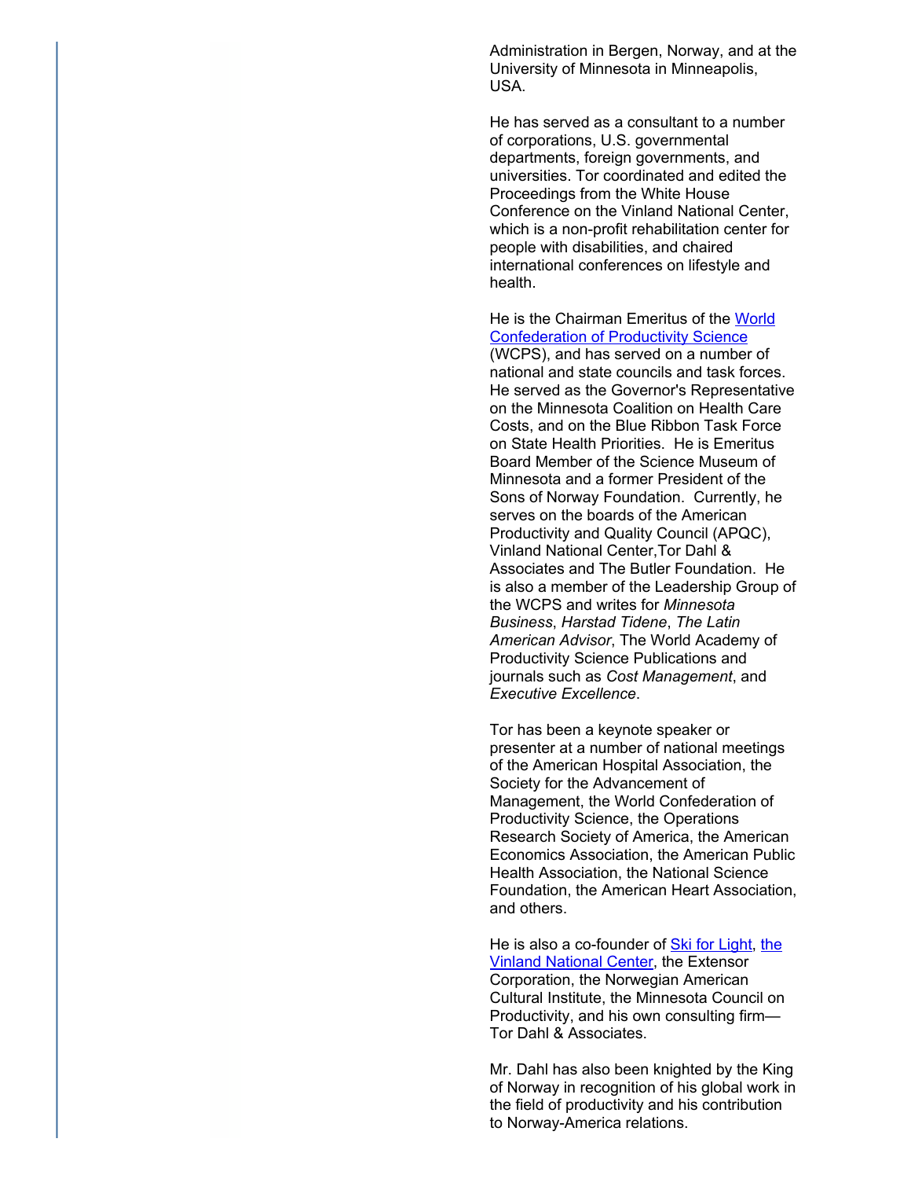Administration in Bergen, Norway, and at the University of Minnesota in Minneapolis, USA.

He has served as a consultant to a number of corporations, U.S. governmental departments, foreign governments, and universities. Tor coordinated and edited the Proceedings from the White House Conference on the Vinland National Center, which is a non-profit rehabilitation center for people with disabilities, and chaired international conferences on lifestyle and health.

He is the Chairman Emeritus of the World Confederation of Productivity Science (WCPS), and has served on a number of national and state councils and task forces. He served as the Governor's Representative on the Minnesota Coalition on Health Care Costs, and on the Blue Ribbon Task Force on State Health Priorities. He is Emeritus Board Member of the Science Museum of Minnesota and a former President of the Sons of Norway Foundation. Currently, he serves on the boards of the American Productivity and Quality Council (APQC), Vinland National Center,Tor Dahl & Associates and The Butler Foundation. He is also a member of the Leadership Group of the WCPS and writes for *Minnesota Business*, *Harstad Tidene*, *The Latin American Advisor*, The World Academy of Productivity Science Publications and journals such as *Cost Management*, and *Executive Excellence*.

Tor has been a keynote speaker or presenter at a number of national meetings of the American Hospital Association, the Society for the Advancement of Management, the World Confederation of Productivity Science, the Operations Research Society of America, the American Economics Association, the American Public Health Association, the National Science Foundation, the American Heart Association, and others.

He is also a co-founder of Ski for Light, the Vinland National Center, the Extensor Corporation, the Norwegian American Cultural Institute, the Minnesota Council on Productivity, and his own consulting firm—Tor Dahl & Associates.

Mr. Dahl has also been knighted by the King of Norway in recognition of his global work in the field of productivity and his contribution to Norway-America relations.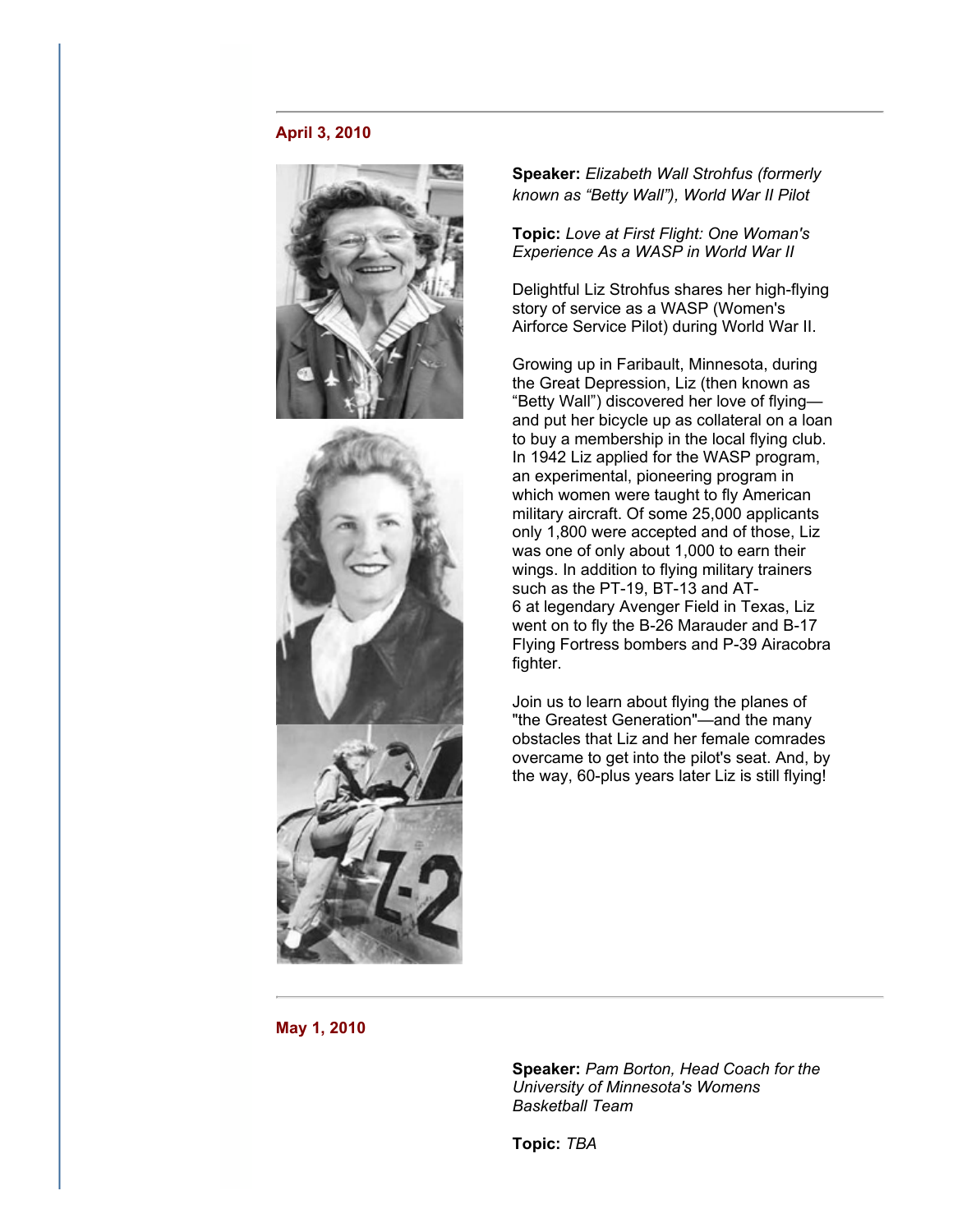---

**April 3, 2010**

**Speaker:** *Elizabeth Wall Strohfus (formerly known as “Betty Wall”), World War II Pilot*

**Topic:** *Love at First Flight: One Woman's Experience As a WASP in World War II*

Delightful Liz Strohfus shares her high-flying story of service as a WASP (Women's Airforce Service Pilot) during World War II.

Growing up in Faribault, Minnesota, during the Great Depression, Liz (then known as “Betty Wall”) discovered her love of flying—and put her bicycle up as collateral on a loan to buy a membership in the local flying club. In 1942 Liz applied for the WASP program, an experimental, pioneering program in which women were taught to fly American military aircraft. Of some 25,000 applicants only 1,800 were accepted and of those, Liz was one of only about 1,000 to earn their wings. In addition to flying military trainers such as the PT-19, BT-13 and AT-6 at legendary Avenger Field in Texas, Liz went on to fly the B-26 Marauder and B-17 Flying Fortress bombers and P-39 Airacobra fighter.

Join us to learn about flying the planes of "the Greatest Generation"—and the many obstacles that Liz and her female comrades overcame to get into the pilot's seat. And, by the way, 60-plus years later Liz is still flying!

---

**May 1, 2010**

**Speaker:** *Pam Borton, Head Coach for the University of Minnesota's Womens Basketball Team*

**Topic:** *TBA*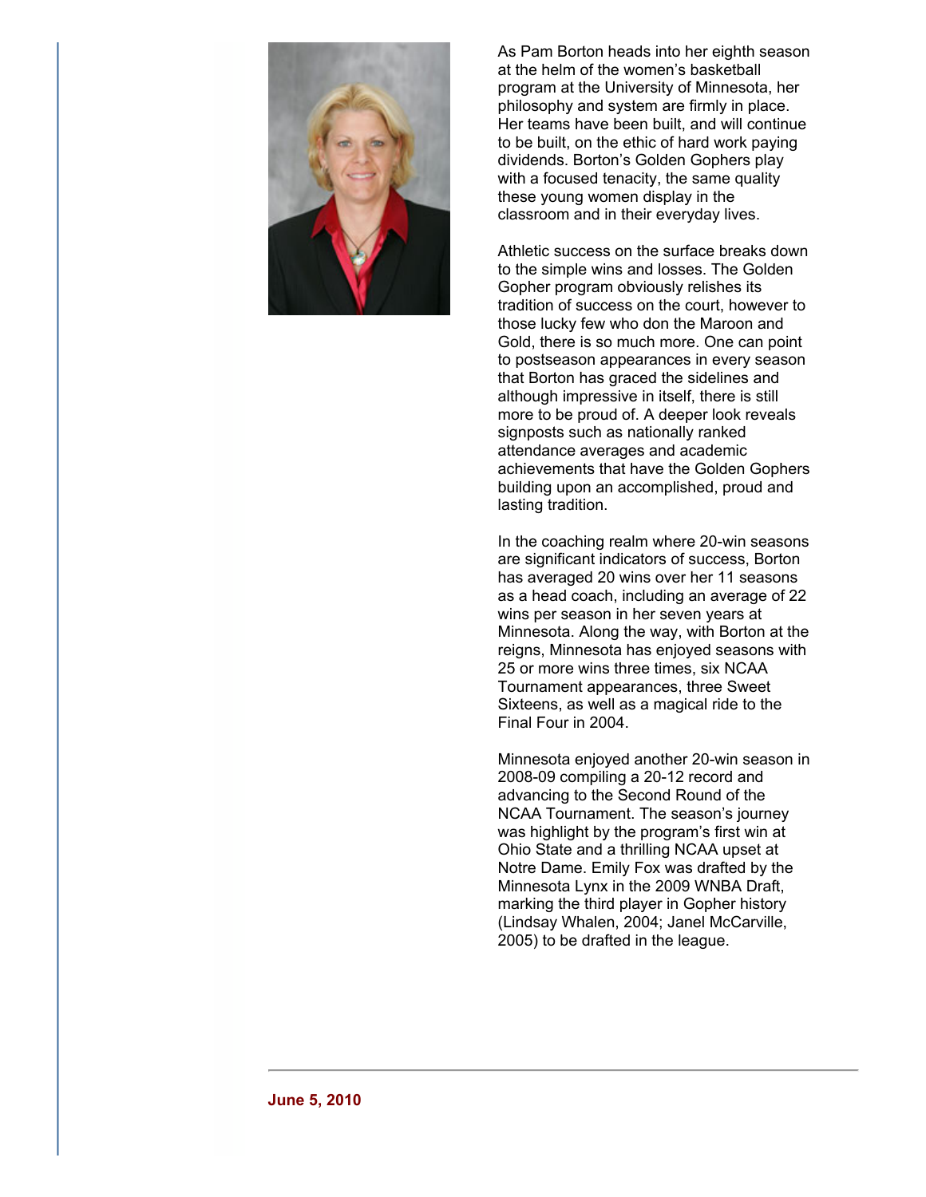As Pam Borton heads into her eighth season at the helm of the women's basketball program at the University of Minnesota, her philosophy and system are firmly in place. Her teams have been built, and will continue to be built, on the ethic of hard work paying dividends. Borton's Golden Gophers play with a focused tenacity, the same quality these young women display in the classroom and in their everyday lives.

Athletic success on the surface breaks down to the simple wins and losses. The Golden Gopher program obviously relishes its tradition of success on the court, however to those lucky few who don the Maroon and Gold, there is so much more. One can point to postseason appearances in every season that Borton has graced the sidelines and although impressive in itself, there is still more to be proud of. A deeper look reveals signposts such as nationally ranked attendance averages and academic achievements that have the Golden Gophers building upon an accomplished, proud and lasting tradition.

In the coaching realm where 20-win seasons are significant indicators of success, Borton has averaged 20 wins over her 11 seasons as a head coach, including an average of 22 wins per season in her seven years at Minnesota. Along the way, with Borton at the reigns, Minnesota has enjoyed seasons with 25 or more wins three times, six NCAA Tournament appearances, three Sweet Sixteens, as well as a magical ride to the Final Four in 2004.

Minnesota enjoyed another 20-win season in 2008-09 compiling a 20-12 record and advancing to the Second Round of the NCAA Tournament. The season's journey was highlight by the program's first win at Ohio State and a thrilling NCAA upset at Notre Dame. Emily Fox was drafted by the Minnesota Lynx in the 2009 WNBA Draft, marking the third player in Gopher history (Lindsay Whalen, 2004; Janel McCarville, 2005) to be drafted in the league.

**June 5, 2010**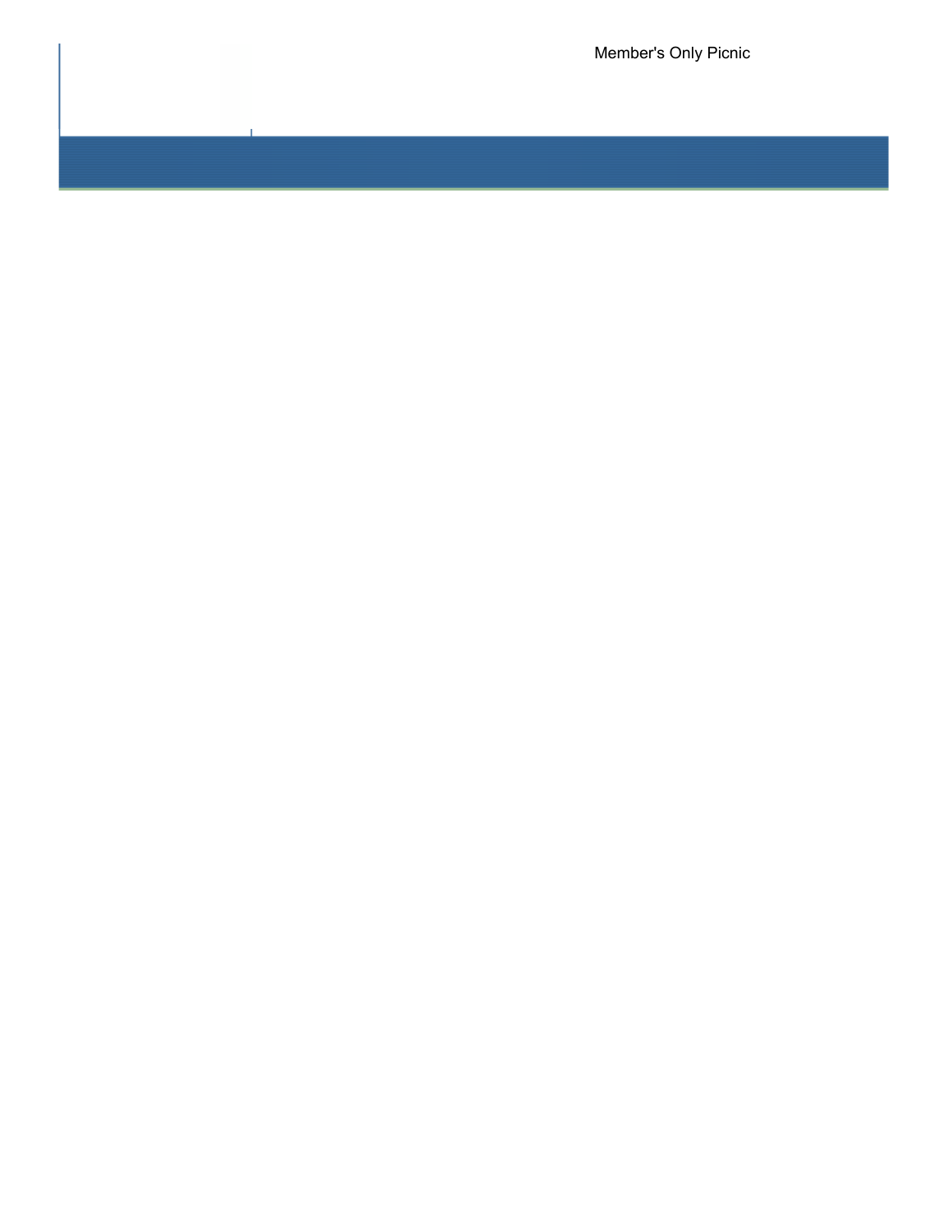Member's Only Picnic